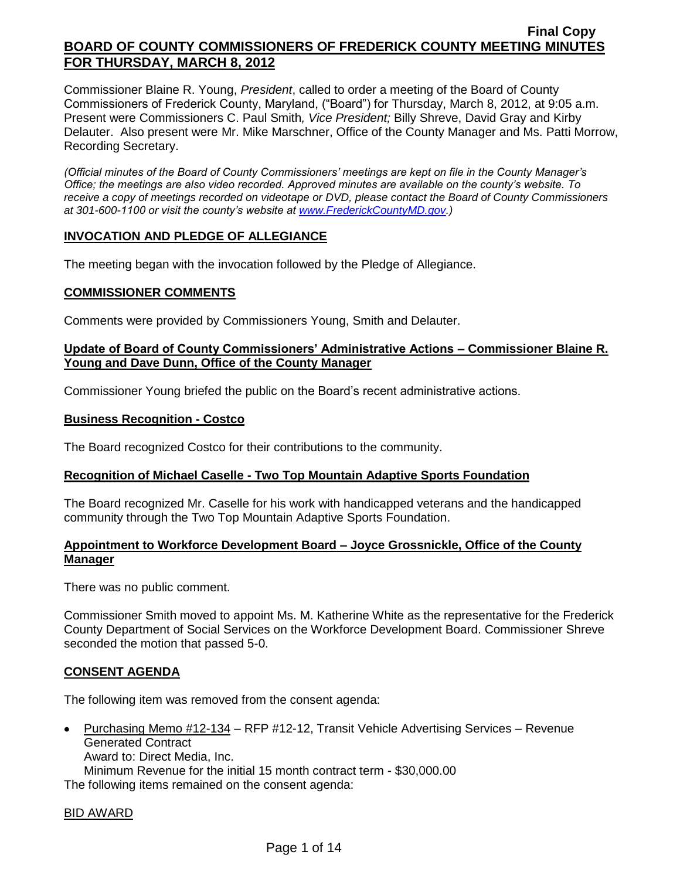**Final Copy**

# BOARD OF COUNTY COMMISSIONERS OF FREDERICK COUNTY MEETING MINUTES FOR THURSDAY, MARCH 8, 2012

Commissioner Blaine R. Young, *President*, called to order a meeting of the Board of County Commissioners of Frederick County, Maryland, ("Board") for Thursday, March 8, 2012, at 9:05 a.m. Present were Commissioners C. Paul Smith*, Vice President;* Billy Shreve, David Gray and Kirby Delauter. Also present were Mr. Mike Marschner, Office of the County Manager and Ms. Patti Morrow, Recording Secretary.

*(Official minutes of the Board of County Commissioners' meetings are kept on file in the County Manager's Office; the meetings are also video recorded. Approved minutes are available on the county's website. To receive a copy of meetings recorded on videotape or DVD, please contact the Board of County Commissioners at 301-600-1100 or visit the county's website at www.FrederickCountyMD.gov.)*

## INVOCATION AND PLEDGE OF ALLEGIANCE

The meeting began with the invocation followed by the Pledge of Allegiance.

## COMMISSIONER COMMENTS

Comments were provided by Commissioners Young, Smith and Delauter.

## Update of Board of County Commissioners' Administrative Actions – Commissioner Blaine R. Young and Dave Dunn, Office of the County Manager

Commissioner Young briefed the public on the Board's recent administrative actions.

## Business Recognition - Costco

The Board recognized Costco for their contributions to the community.

## Recognition of Michael Caselle - Two Top Mountain Adaptive Sports Foundation

The Board recognized Mr. Caselle for his work with handicapped veterans and the handicapped community through the Two Top Mountain Adaptive Sports Foundation.

## Appointment to Workforce Development Board – Joyce Grossnickle, Office of the County Manager

There was no public comment.

Commissioner Smith moved to appoint Ms. M. Katherine White as the representative for the Frederick County Department of Social Services on the Workforce Development Board. Commissioner Shreve seconded the motion that passed 5-0.

## CONSENT AGENDA

The following item was removed from the consent agenda:

- Purchasing Memo #12-134 – RFP #12-12, Transit Vehicle Advertising Services – Revenue Generated Contract
  Award to: Direct Media, Inc.
  Minimum Revenue for the initial 15 month contract term - $30,000.00

The following items remained on the consent agenda:

BID AWARD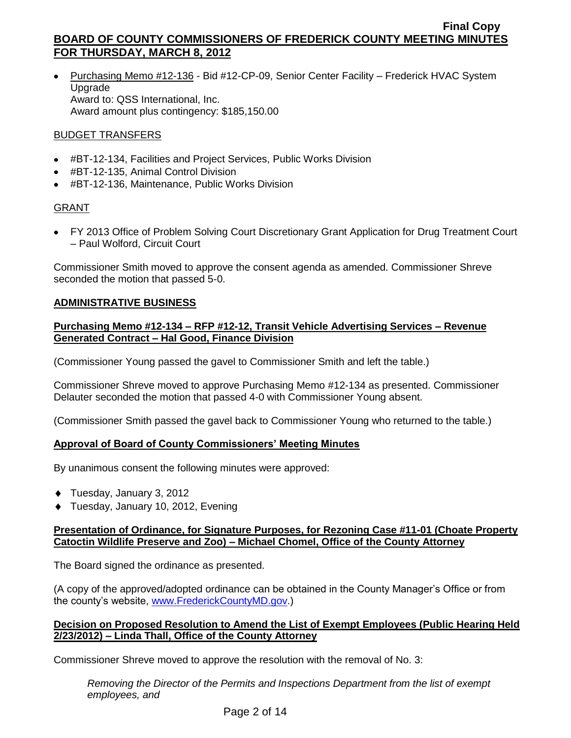- Purchasing Memo #12-136 - Bid #12-CP-09, Senior Center Facility – Frederick HVAC System Upgrade
  Award to: QSS International, Inc.
  Award amount plus contingency: $185,150.00

BUDGET TRANSFERS

- #BT-12-134, Facilities and Project Services, Public Works Division
- #BT-12-135, Animal Control Division
- #BT-12-136, Maintenance, Public Works Division

GRANT

- FY 2013 Office of Problem Solving Court Discretionary Grant Application for Drug Treatment Court – Paul Wolford, Circuit Court

Commissioner Smith moved to approve the consent agenda as amended. Commissioner Shreve seconded the motion that passed 5-0.

**ADMINISTRATIVE BUSINESS**

**Purchasing Memo #12-134 – RFP #12-12, Transit Vehicle Advertising Services – Revenue Generated Contract – Hal Good, Finance Division**

(Commissioner Young passed the gavel to Commissioner Smith and left the table.)

Commissioner Shreve moved to approve Purchasing Memo #12-134 as presented. Commissioner Delauter seconded the motion that passed 4-0 with Commissioner Young absent.

(Commissioner Smith passed the gavel back to Commissioner Young who returned to the table.)

**Approval of Board of County Commissioners' Meeting Minutes**

By unanimous consent the following minutes were approved:

- Tuesday, January 3, 2012
- Tuesday, January 10, 2012, Evening

**Presentation of Ordinance, for Signature Purposes, for Rezoning Case #11-01 (Choate Property Catoctin Wildlife Preserve and Zoo) – Michael Chomel, Office of the County Attorney**

The Board signed the ordinance as presented.

(A copy of the approved/adopted ordinance can be obtained in the County Manager's Office or from the county's website, www.FrederickCountyMD.gov.)

**Decision on Proposed Resolution to Amend the List of Exempt Employees (Public Hearing Held 2/23/2012) – Linda Thall, Office of the County Attorney**

Commissioner Shreve moved to approve the resolution with the removal of No. 3:

> *Removing the Director of the Permits and Inspections Department from the list of exempt employees, and*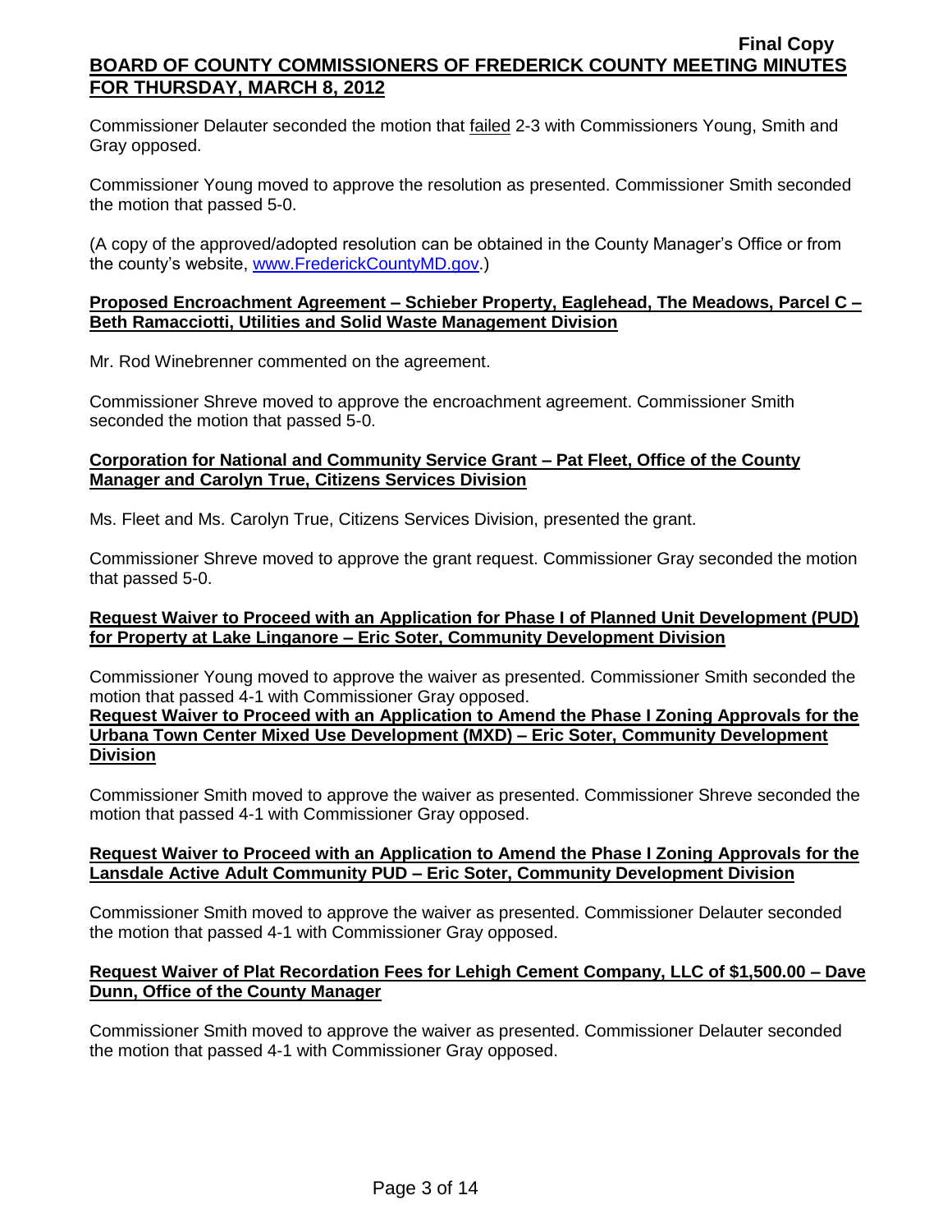Commissioner Delauter seconded the motion that failed 2-3 with Commissioners Young, Smith and Gray opposed.

Commissioner Young moved to approve the resolution as presented. Commissioner Smith seconded the motion that passed 5-0.

(A copy of the approved/adopted resolution can be obtained in the County Manager's Office or from the county's website, www.FrederickCountyMD.gov.)

**Proposed Encroachment Agreement – Schieber Property, Eaglehead, The Meadows, Parcel C – Beth Ramacciotti, Utilities and Solid Waste Management Division**

Mr. Rod Winebrenner commented on the agreement.

Commissioner Shreve moved to approve the encroachment agreement. Commissioner Smith seconded the motion that passed 5-0.

**Corporation for National and Community Service Grant – Pat Fleet, Office of the County Manager and Carolyn True, Citizens Services Division**

Ms. Fleet and Ms. Carolyn True, Citizens Services Division, presented the grant.

Commissioner Shreve moved to approve the grant request. Commissioner Gray seconded the motion that passed 5-0.

**Request Waiver to Proceed with an Application for Phase I of Planned Unit Development (PUD) for Property at Lake Linganore – Eric Soter, Community Development Division**

Commissioner Young moved to approve the waiver as presented. Commissioner Smith seconded the motion that passed 4-1 with Commissioner Gray opposed.

**Request Waiver to Proceed with an Application to Amend the Phase I Zoning Approvals for the Urbana Town Center Mixed Use Development (MXD) – Eric Soter, Community Development Division**

Commissioner Smith moved to approve the waiver as presented. Commissioner Shreve seconded the motion that passed 4-1 with Commissioner Gray opposed.

**Request Waiver to Proceed with an Application to Amend the Phase I Zoning Approvals for the Lansdale Active Adult Community PUD – Eric Soter, Community Development Division**

Commissioner Smith moved to approve the waiver as presented. Commissioner Delauter seconded the motion that passed 4-1 with Commissioner Gray opposed.

**Request Waiver of Plat Recordation Fees for Lehigh Cement Company, LLC of $1,500.00 – Dave Dunn, Office of the County Manager**

Commissioner Smith moved to approve the waiver as presented. Commissioner Delauter seconded the motion that passed 4-1 with Commissioner Gray opposed.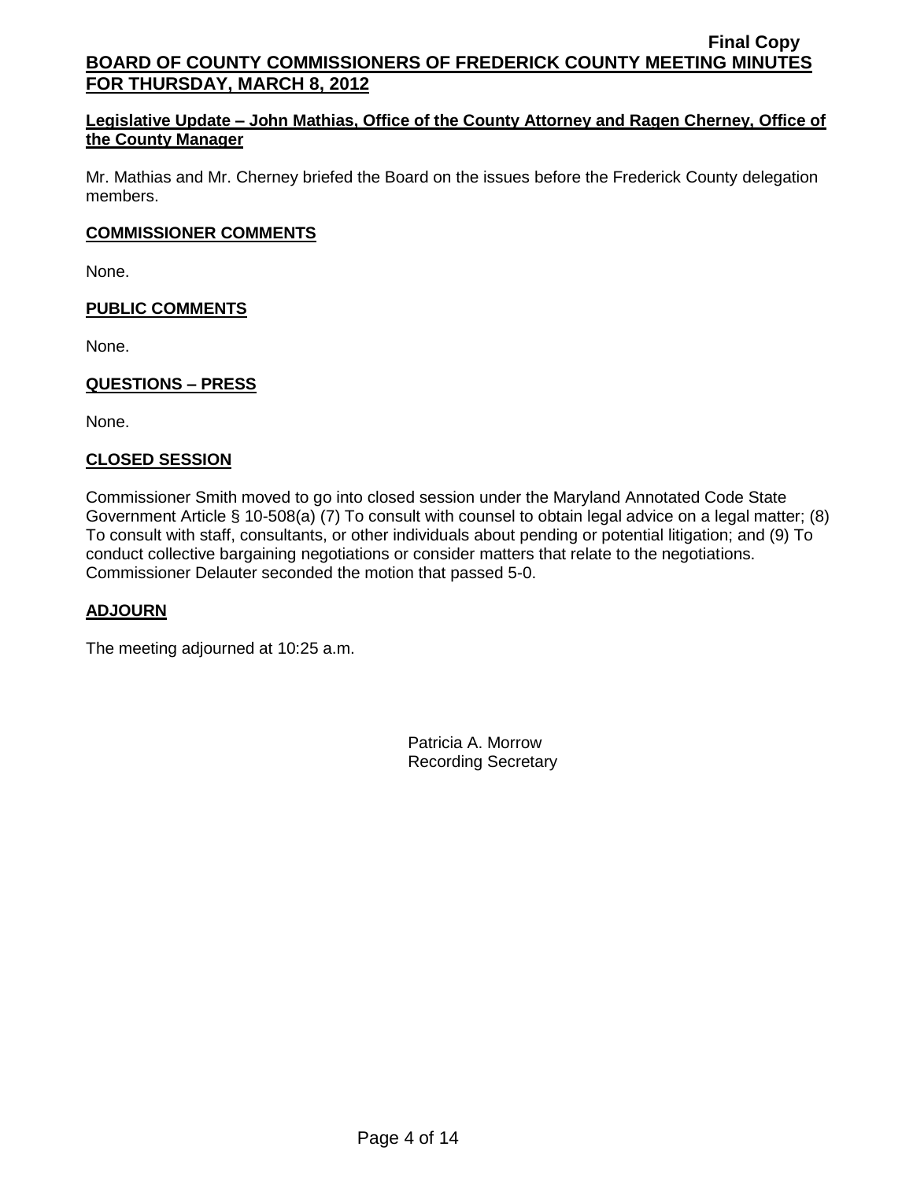**Legislative Update – John Mathias, Office of the County Attorney and Ragen Cherney, Office of the County Manager**

Mr. Mathias and Mr. Cherney briefed the Board on the issues before the Frederick County delegation members.

**COMMISSIONER COMMENTS**

None.

**PUBLIC COMMENTS**

None.

**QUESTIONS – PRESS**

None.

**CLOSED SESSION**

Commissioner Smith moved to go into closed session under the Maryland Annotated Code State Government Article § 10-508(a) (7) To consult with counsel to obtain legal advice on a legal matter; (8) To consult with staff, consultants, or other individuals about pending or potential litigation; and (9) To conduct collective bargaining negotiations or consider matters that relate to the negotiations. Commissioner Delauter seconded the motion that passed 5-0.

**ADJOURN**

The meeting adjourned at 10:25 a.m.

Patricia A. Morrow
Recording Secretary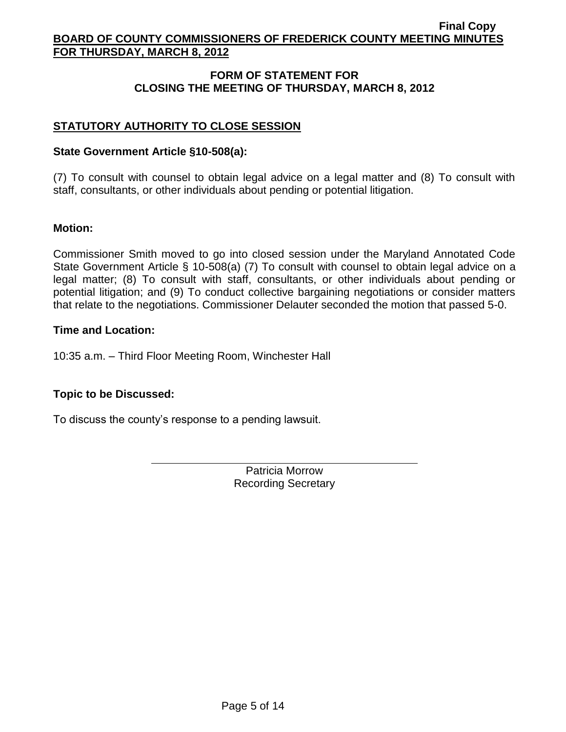## FORM OF STATEMENT FOR CLOSING THE MEETING OF THURSDAY, MARCH 8, 2012

### STATUTORY AUTHORITY TO CLOSE SESSION

**State Government Article §10-508(a):**

(7) To consult with counsel to obtain legal advice on a legal matter and (8) To consult with staff, consultants, or other individuals about pending or potential litigation.

**Motion:**

Commissioner Smith moved to go into closed session under the Maryland Annotated Code State Government Article § 10-508(a) (7) To consult with counsel to obtain legal advice on a legal matter; (8) To consult with staff, consultants, or other individuals about pending or potential litigation; and (9) To conduct collective bargaining negotiations or consider matters that relate to the negotiations. Commissioner Delauter seconded the motion that passed 5-0.

**Time and Location:**

10:35 a.m. – Third Floor Meeting Room, Winchester Hall

**Topic to be Discussed:**

To discuss the county's response to a pending lawsuit.

Patricia Morrow
Recording Secretary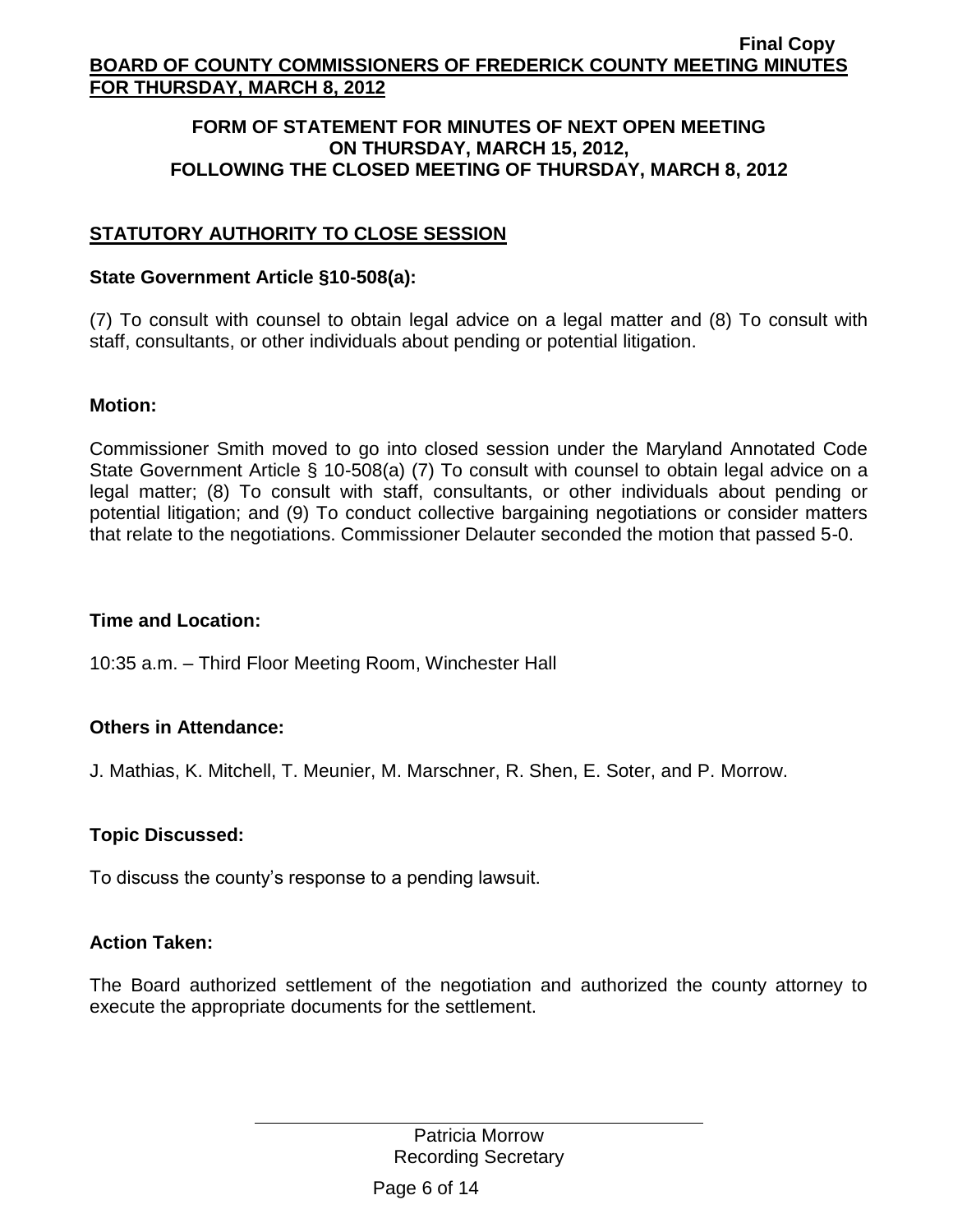**FORM OF STATEMENT FOR MINUTES OF NEXT OPEN MEETING ON THURSDAY, MARCH 15, 2012, FOLLOWING THE CLOSED MEETING OF THURSDAY, MARCH 8, 2012**

## STATUTORY AUTHORITY TO CLOSE SESSION

### State Government Article §10-508(a):

(7) To consult with counsel to obtain legal advice on a legal matter and (8) To consult with staff, consultants, or other individuals about pending or potential litigation.

### Motion:

Commissioner Smith moved to go into closed session under the Maryland Annotated Code State Government Article § 10-508(a) (7) To consult with counsel to obtain legal advice on a legal matter; (8) To consult with staff, consultants, or other individuals about pending or potential litigation; and (9) To conduct collective bargaining negotiations or consider matters that relate to the negotiations. Commissioner Delauter seconded the motion that passed 5-0.

### Time and Location:

10:35 a.m. – Third Floor Meeting Room, Winchester Hall

### Others in Attendance:

J. Mathias, K. Mitchell, T. Meunier, M. Marschner, R. Shen, E. Soter, and P. Morrow.

### Topic Discussed:

To discuss the county's response to a pending lawsuit.

### Action Taken:

The Board authorized settlement of the negotiation and authorized the county attorney to execute the appropriate documents for the settlement.

Patricia Morrow
Recording Secretary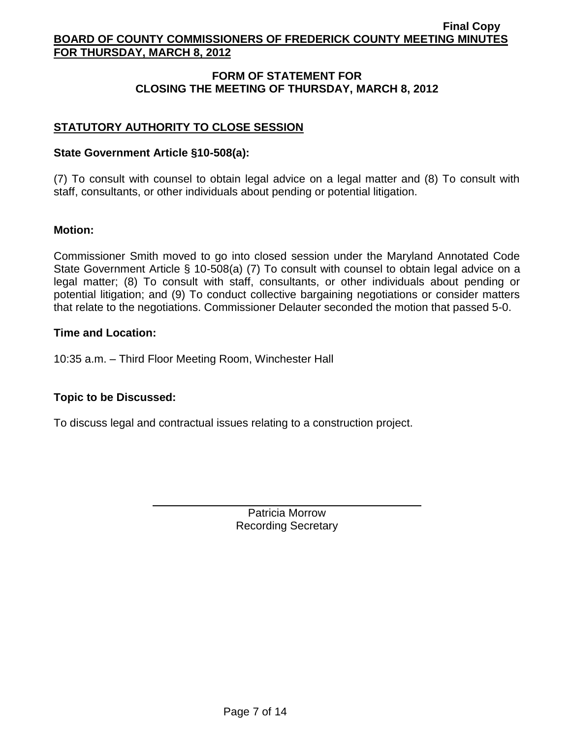## FORM OF STATEMENT FOR CLOSING THE MEETING OF THURSDAY, MARCH 8, 2012

### STATUTORY AUTHORITY TO CLOSE SESSION

**State Government Article §10-508(a):**

(7) To consult with counsel to obtain legal advice on a legal matter and (8) To consult with staff, consultants, or other individuals about pending or potential litigation.

**Motion:**

Commissioner Smith moved to go into closed session under the Maryland Annotated Code State Government Article § 10-508(a) (7) To consult with counsel to obtain legal advice on a legal matter; (8) To consult with staff, consultants, or other individuals about pending or potential litigation; and (9) To conduct collective bargaining negotiations or consider matters that relate to the negotiations. Commissioner Delauter seconded the motion that passed 5-0.

**Time and Location:**

10:35 a.m. – Third Floor Meeting Room, Winchester Hall

**Topic to be Discussed:**

To discuss legal and contractual issues relating to a construction project.

Patricia Morrow
Recording Secretary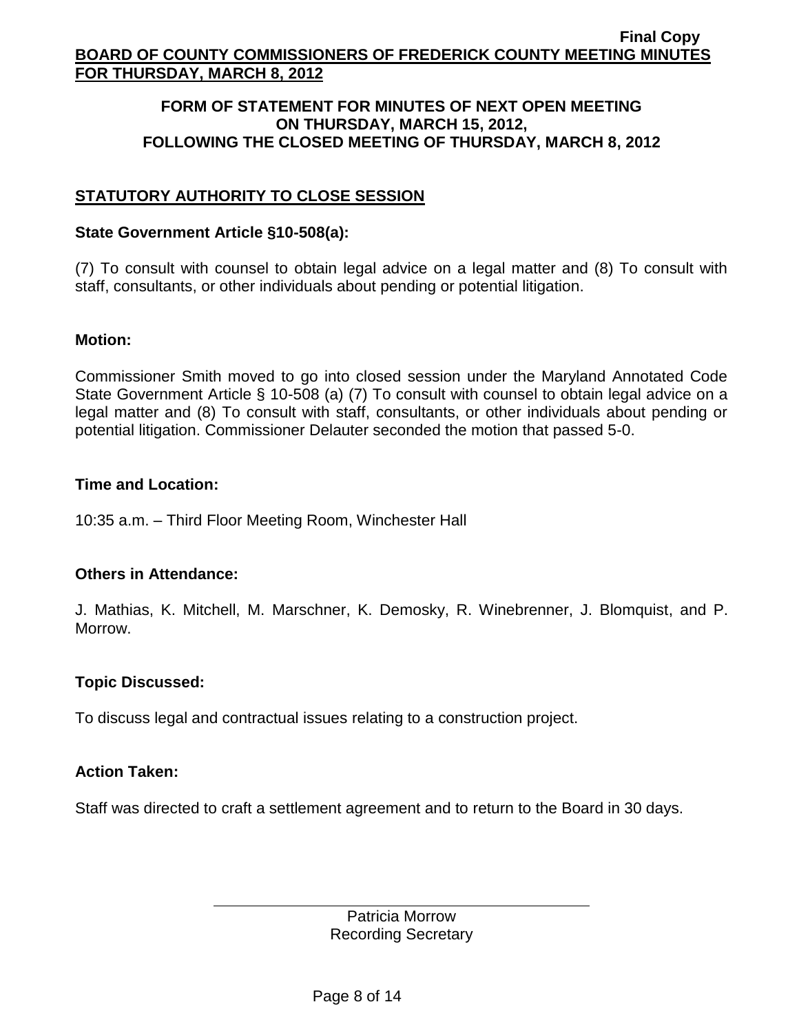## FORM OF STATEMENT FOR MINUTES OF NEXT OPEN MEETING ON THURSDAY, MARCH 15, 2012, FOLLOWING THE CLOSED MEETING OF THURSDAY, MARCH 8, 2012

### STATUTORY AUTHORITY TO CLOSE SESSION

**State Government Article §10-508(a):**

(7) To consult with counsel to obtain legal advice on a legal matter and (8) To consult with staff, consultants, or other individuals about pending or potential litigation.

**Motion:**

Commissioner Smith moved to go into closed session under the Maryland Annotated Code State Government Article § 10-508 (a) (7) To consult with counsel to obtain legal advice on a legal matter and (8) To consult with staff, consultants, or other individuals about pending or potential litigation. Commissioner Delauter seconded the motion that passed 5-0.

**Time and Location:**

10:35 a.m. – Third Floor Meeting Room, Winchester Hall

**Others in Attendance:**

J. Mathias, K. Mitchell, M. Marschner, K. Demosky, R. Winebrenner, J. Blomquist, and P. Morrow.

**Topic Discussed:**

To discuss legal and contractual issues relating to a construction project.

**Action Taken:**

Staff was directed to craft a settlement agreement and to return to the Board in 30 days.

Patricia Morrow
Recording Secretary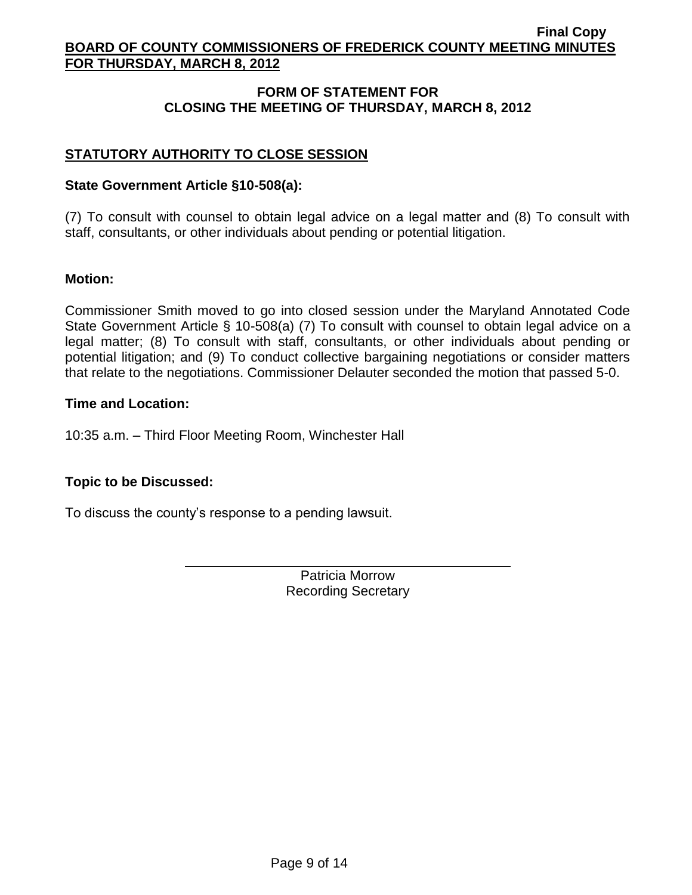## FORM OF STATEMENT FOR CLOSING THE MEETING OF THURSDAY, MARCH 8, 2012

### STATUTORY AUTHORITY TO CLOSE SESSION

**State Government Article §10-508(a):**

(7) To consult with counsel to obtain legal advice on a legal matter and (8) To consult with staff, consultants, or other individuals about pending or potential litigation.

**Motion:**

Commissioner Smith moved to go into closed session under the Maryland Annotated Code State Government Article § 10-508(a) (7) To consult with counsel to obtain legal advice on a legal matter; (8) To consult with staff, consultants, or other individuals about pending or potential litigation; and (9) To conduct collective bargaining negotiations or consider matters that relate to the negotiations. Commissioner Delauter seconded the motion that passed 5-0.

**Time and Location:**

10:35 a.m. – Third Floor Meeting Room, Winchester Hall

**Topic to be Discussed:**

To discuss the county's response to a pending lawsuit.

Patricia Morrow
Recording Secretary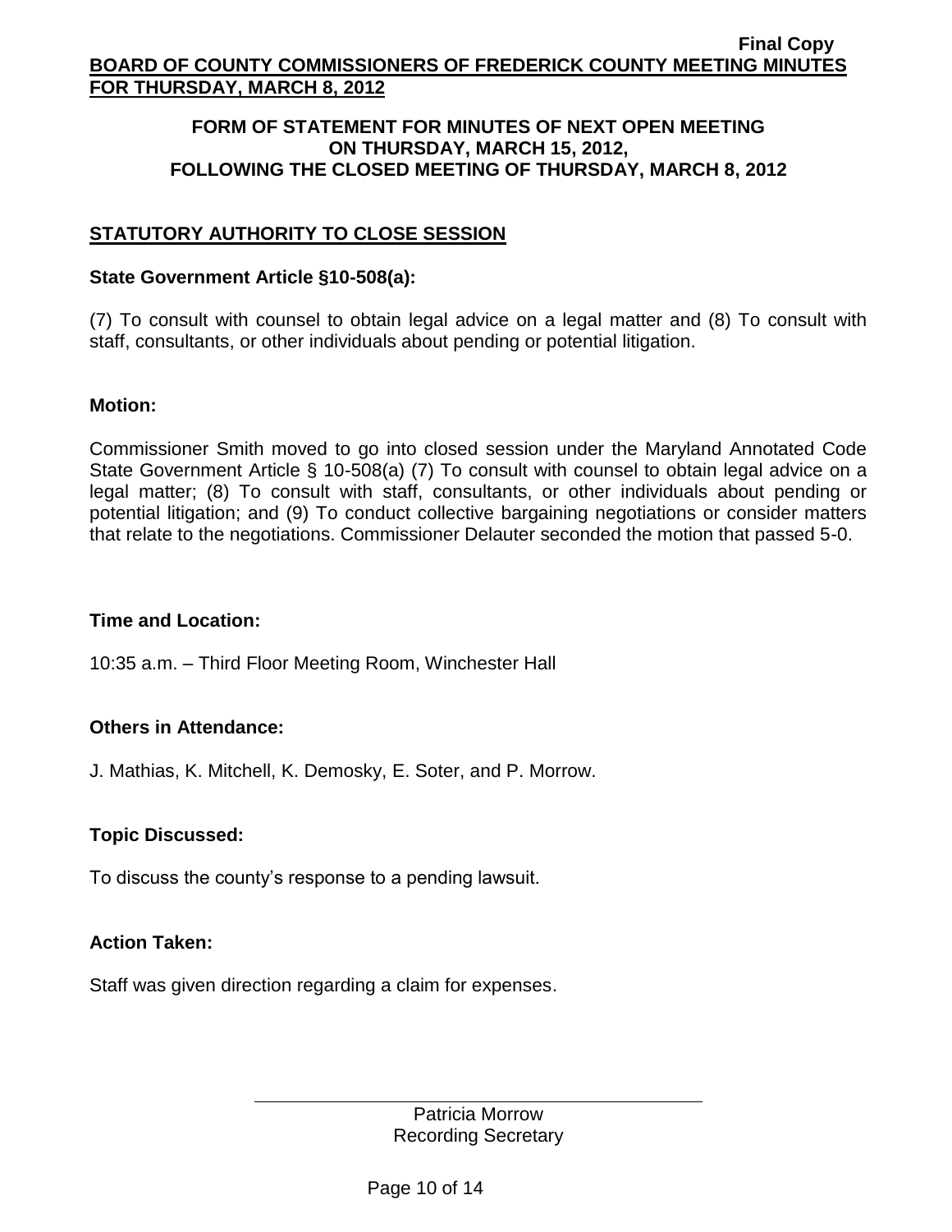Final Copy

**BOARD OF COUNTY COMMISSIONERS OF FREDERICK COUNTY MEETING MINUTES FOR THURSDAY, MARCH 8, 2012**

**FORM OF STATEMENT FOR MINUTES OF NEXT OPEN MEETING ON THURSDAY, MARCH 15, 2012, FOLLOWING THE CLOSED MEETING OF THURSDAY, MARCH 8, 2012**

## STATUTORY AUTHORITY TO CLOSE SESSION

### State Government Article §10-508(a):

(7) To consult with counsel to obtain legal advice on a legal matter and (8) To consult with staff, consultants, or other individuals about pending or potential litigation.

### Motion:

Commissioner Smith moved to go into closed session under the Maryland Annotated Code State Government Article § 10-508(a) (7) To consult with counsel to obtain legal advice on a legal matter; (8) To consult with staff, consultants, or other individuals about pending or potential litigation; and (9) To conduct collective bargaining negotiations or consider matters that relate to the negotiations. Commissioner Delauter seconded the motion that passed 5-0.

### Time and Location:

10:35 a.m. – Third Floor Meeting Room, Winchester Hall

### Others in Attendance:

J. Mathias, K. Mitchell, K. Demosky, E. Soter, and P. Morrow.

### Topic Discussed:

To discuss the county's response to a pending lawsuit.

### Action Taken:

Staff was given direction regarding a claim for expenses.

Patricia Morrow
Recording Secretary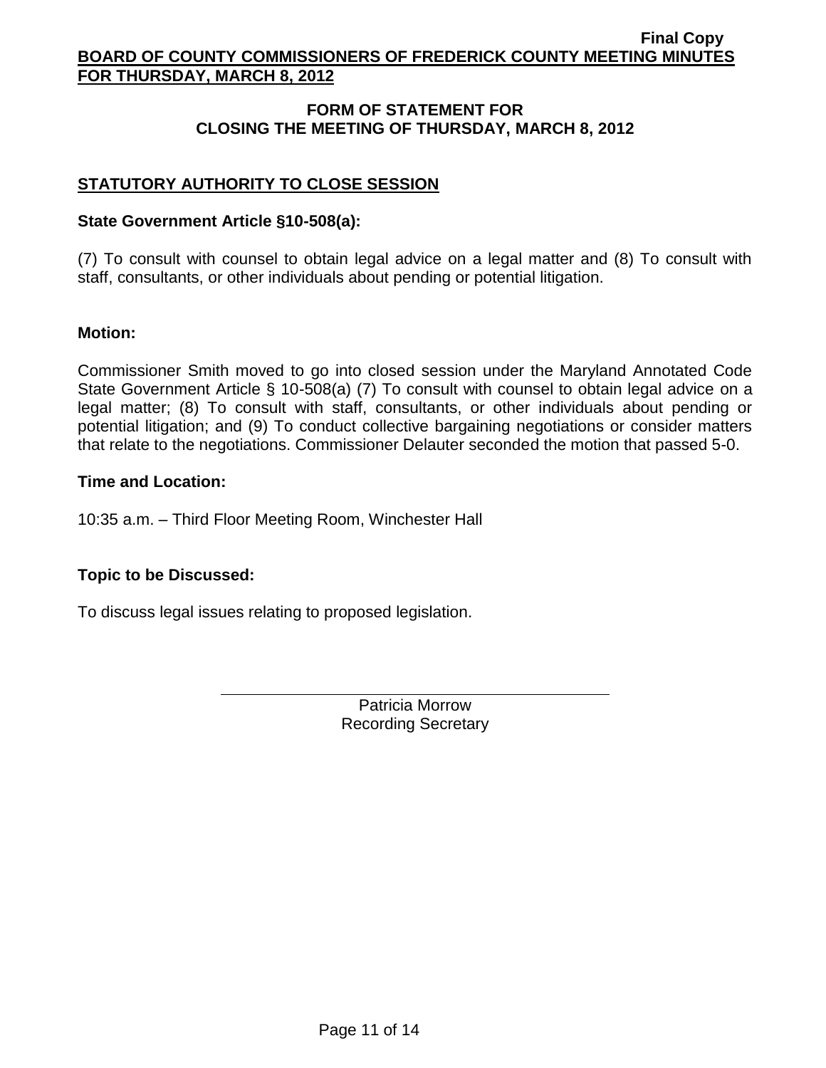## FORM OF STATEMENT FOR CLOSING THE MEETING OF THURSDAY, MARCH 8, 2012

### STATUTORY AUTHORITY TO CLOSE SESSION

**State Government Article §10-508(a):**

(7) To consult with counsel to obtain legal advice on a legal matter and (8) To consult with staff, consultants, or other individuals about pending or potential litigation.

**Motion:**

Commissioner Smith moved to go into closed session under the Maryland Annotated Code State Government Article § 10-508(a) (7) To consult with counsel to obtain legal advice on a legal matter; (8) To consult with staff, consultants, or other individuals about pending or potential litigation; and (9) To conduct collective bargaining negotiations or consider matters that relate to the negotiations. Commissioner Delauter seconded the motion that passed 5-0.

**Time and Location:**

10:35 a.m. – Third Floor Meeting Room, Winchester Hall

**Topic to be Discussed:**

To discuss legal issues relating to proposed legislation.

Patricia Morrow
Recording Secretary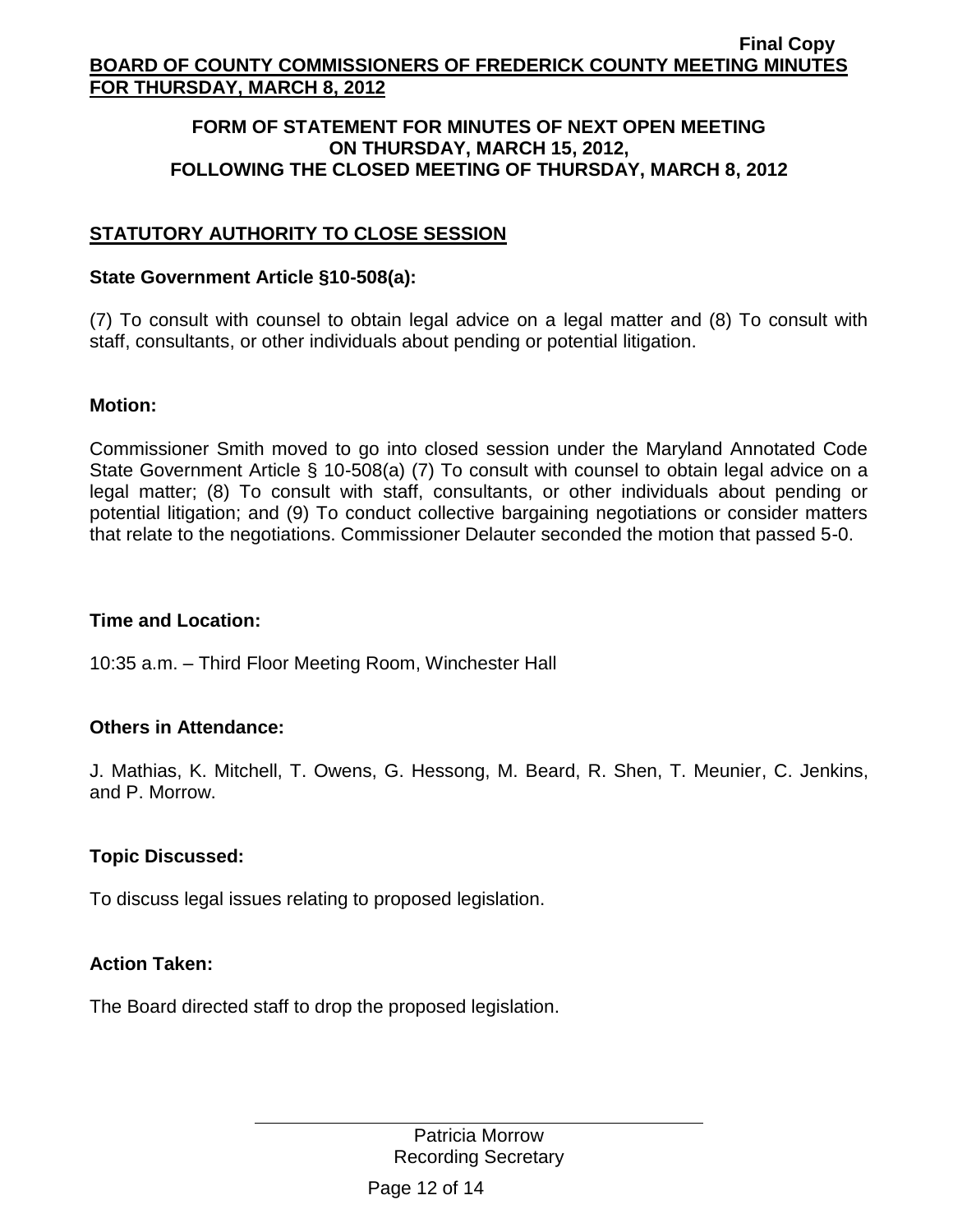## FORM OF STATEMENT FOR MINUTES OF NEXT OPEN MEETING ON THURSDAY, MARCH 15, 2012, FOLLOWING THE CLOSED MEETING OF THURSDAY, MARCH 8, 2012

### STATUTORY AUTHORITY TO CLOSE SESSION

**State Government Article §10-508(a):**

(7) To consult with counsel to obtain legal advice on a legal matter and (8) To consult with staff, consultants, or other individuals about pending or potential litigation.

**Motion:**

Commissioner Smith moved to go into closed session under the Maryland Annotated Code State Government Article § 10-508(a) (7) To consult with counsel to obtain legal advice on a legal matter; (8) To consult with staff, consultants, or other individuals about pending or potential litigation; and (9) To conduct collective bargaining negotiations or consider matters that relate to the negotiations. Commissioner Delauter seconded the motion that passed 5-0.

**Time and Location:**

10:35 a.m. – Third Floor Meeting Room, Winchester Hall

**Others in Attendance:**

J. Mathias, K. Mitchell, T. Owens, G. Hessong, M. Beard, R. Shen, T. Meunier, C. Jenkins, and P. Morrow.

**Topic Discussed:**

To discuss legal issues relating to proposed legislation.

**Action Taken:**

The Board directed staff to drop the proposed legislation.

Patricia Morrow
Recording Secretary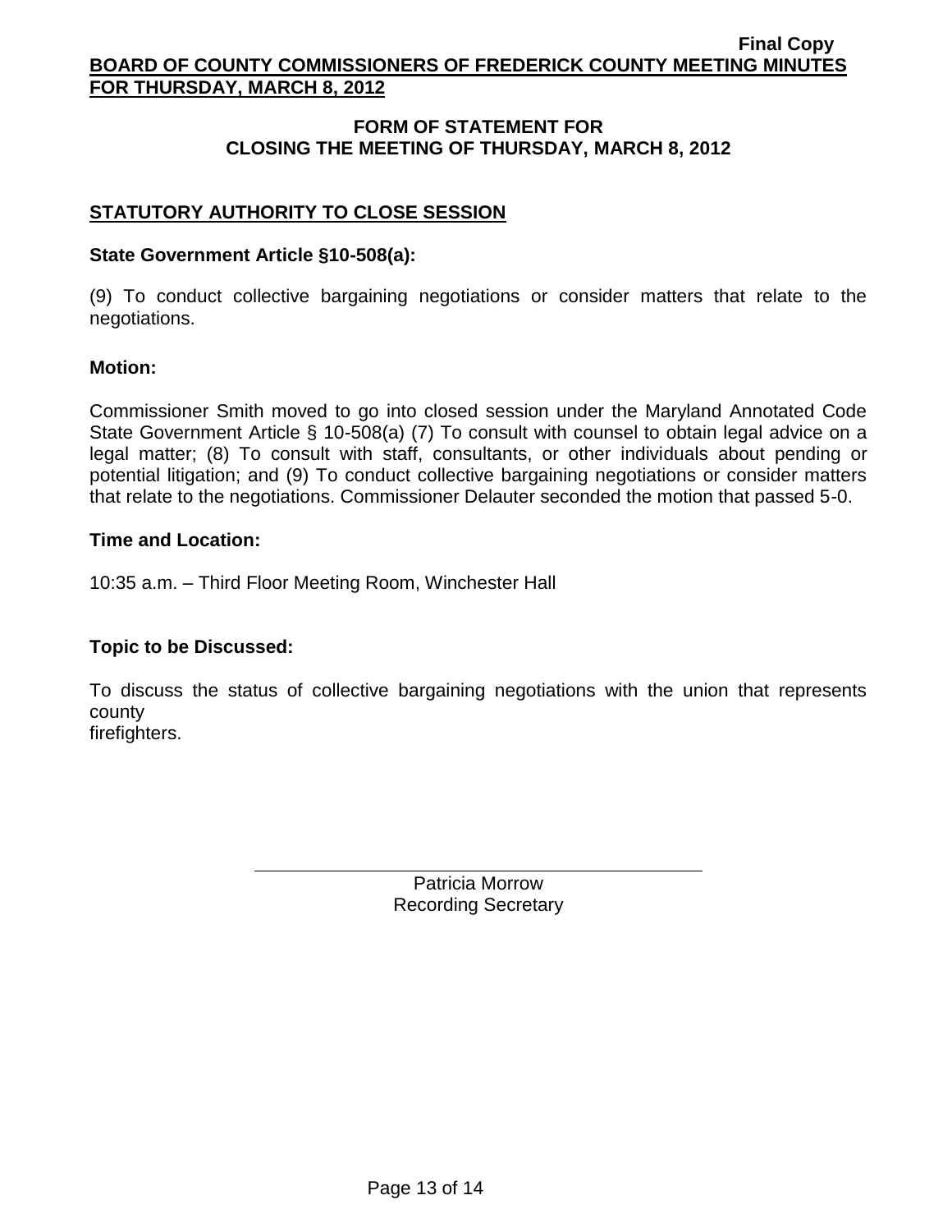**FORM OF STATEMENT FOR CLOSING THE MEETING OF THURSDAY, MARCH 8, 2012**

## STATUTORY AUTHORITY TO CLOSE SESSION

**State Government Article §10-508(a):**

(9) To conduct collective bargaining negotiations or consider matters that relate to the negotiations.

**Motion:**

Commissioner Smith moved to go into closed session under the Maryland Annotated Code State Government Article § 10-508(a) (7) To consult with counsel to obtain legal advice on a legal matter; (8) To consult with staff, consultants, or other individuals about pending or potential litigation; and (9) To conduct collective bargaining negotiations or consider matters that relate to the negotiations. Commissioner Delauter seconded the motion that passed 5-0.

**Time and Location:**

10:35 a.m. – Third Floor Meeting Room, Winchester Hall

**Topic to be Discussed:**

To discuss the status of collective bargaining negotiations with the union that represents county firefighters.

Patricia Morrow
Recording Secretary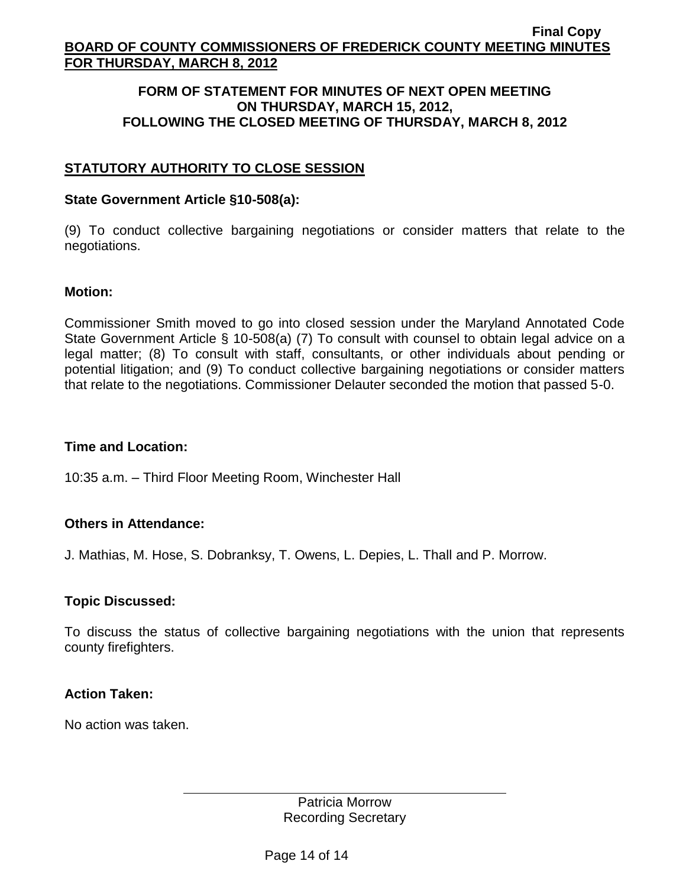Final Copy

**BOARD OF COUNTY COMMISSIONERS OF FREDERICK COUNTY MEETING MINUTES FOR THURSDAY, MARCH 8, 2012**

**FORM OF STATEMENT FOR MINUTES OF NEXT OPEN MEETING ON THURSDAY, MARCH 15, 2012, FOLLOWING THE CLOSED MEETING OF THURSDAY, MARCH 8, 2012**

## STATUTORY AUTHORITY TO CLOSE SESSION

**State Government Article §10-508(a):**

(9) To conduct collective bargaining negotiations or consider matters that relate to the negotiations.

**Motion:**

Commissioner Smith moved to go into closed session under the Maryland Annotated Code State Government Article § 10-508(a) (7) To consult with counsel to obtain legal advice on a legal matter; (8) To consult with staff, consultants, or other individuals about pending or potential litigation; and (9) To conduct collective bargaining negotiations or consider matters that relate to the negotiations. Commissioner Delauter seconded the motion that passed 5-0.

**Time and Location:**

10:35 a.m. – Third Floor Meeting Room, Winchester Hall

**Others in Attendance:**

J. Mathias, M. Hose, S. Dobranksy, T. Owens, L. Depies, L. Thall and P. Morrow.

**Topic Discussed:**

To discuss the status of collective bargaining negotiations with the union that represents county firefighters.

**Action Taken:**

No action was taken.

Patricia Morrow
Recording Secretary